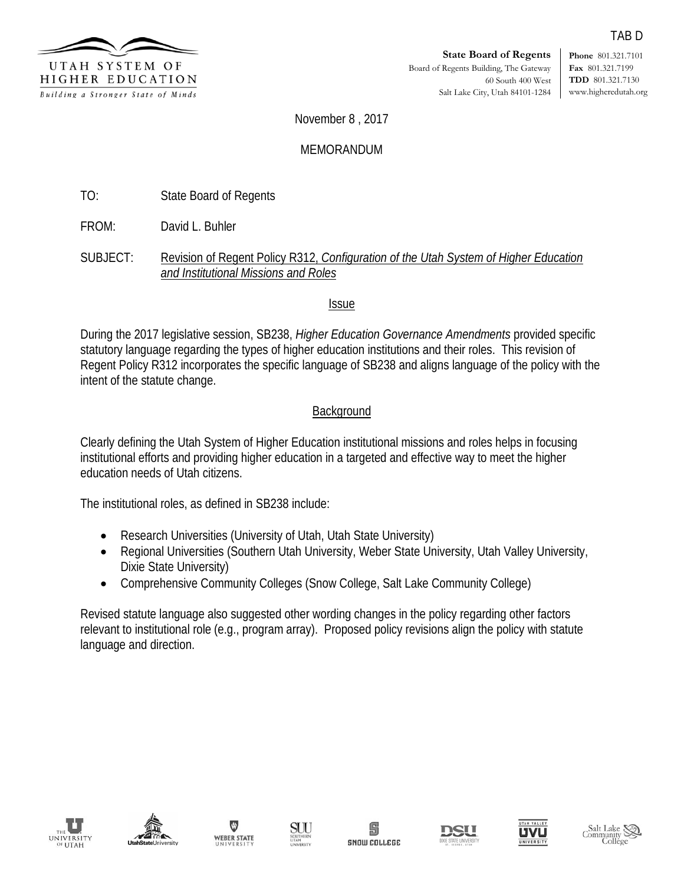TAB D

UTAH SYSTEM OF HIGHER EDUCATION
*Building a Stronger State of Minds*

**State Board of Regents**
Board of Regents Building, The Gateway
60 South 400 West
Salt Lake City, Utah 84101-1284

**Phone** 801.321.7101
**Fax** 801.321.7199
**TDD** 801.321.7130
www.higheredutah.org

November 8 , 2017

MEMORANDUM

TO: State Board of Regents

FROM: David L. Buhler

SUBJECT: Revision of Regent Policy R312, *Configuration of the Utah System of Higher Education and Institutional Missions and Roles*

## Issue

During the 2017 legislative session, SB238, *Higher Education Governance Amendments* provided specific statutory language regarding the types of higher education institutions and their roles. This revision of Regent Policy R312 incorporates the specific language of SB238 and aligns language of the policy with the intent of the statute change.

## Background

Clearly defining the Utah System of Higher Education institutional missions and roles helps in focusing institutional efforts and providing higher education in a targeted and effective way to meet the higher education needs of Utah citizens.

The institutional roles, as defined in SB238 include:

- Research Universities (University of Utah, Utah State University)
- Regional Universities (Southern Utah University, Weber State University, Utah Valley University, Dixie State University)
- Comprehensive Community Colleges (Snow College, Salt Lake Community College)

Revised statute language also suggested other wording changes in the policy regarding other factors relevant to institutional role (e.g., program array). Proposed policy revisions align the policy with statute language and direction.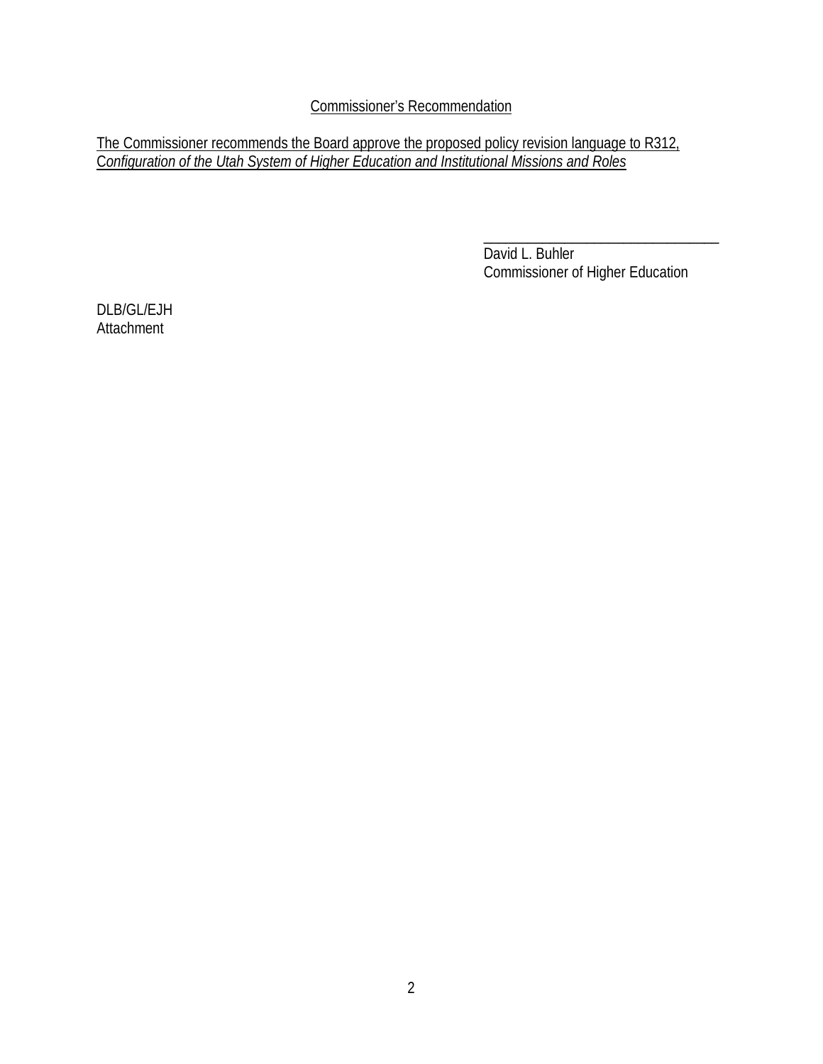<u>Commissioner's Recommendation</u>

<u>The Commissioner recommends the Board approve the proposed policy revision language to R312, *Configuration of the Utah System of Higher Education and Institutional Missions and Roles*</u>

\_\_\_\_\_\_\_\_\_\_\_\_\_\_\_\_\_\_\_\_\_\_\_\_\_\_\_\_\_\_\_\_\_\_
David L. Buhler
Commissioner of Higher Education

DLB/GL/EJH
Attachment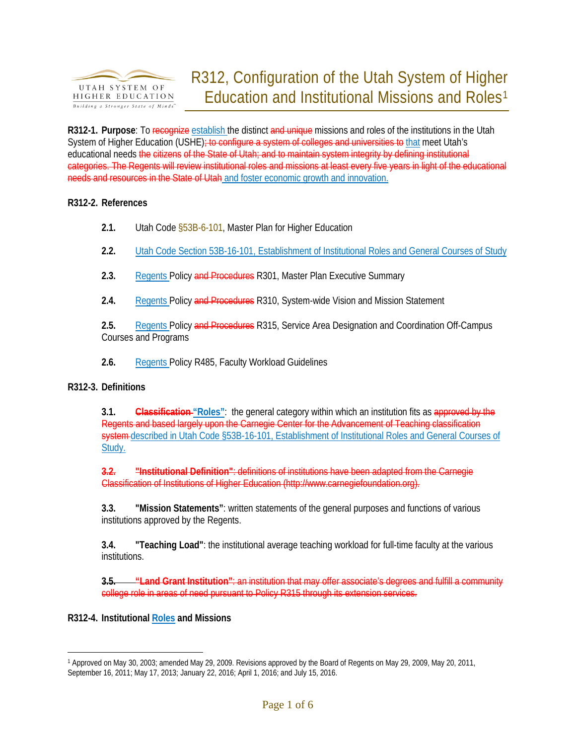# R312, Configuration of the Utah System of Higher Education and Institutional Missions and Roles[1]

**R312-1. Purpose**: To ~~recognize~~ establish the distinct ~~and unique~~ missions and roles of the institutions in the Utah System of Higher Education (USHE)~~; to configure a system of colleges and universities to~~ that meet Utah's educational needs ~~the citizens of the State of Utah; and to maintain system integrity by defining institutional categories. The Regents will review institutional roles and missions at least every five years in light of the educational needs and resources in the State of Utah~~ and foster economic growth and innovation.

**R312-2. References**

**2.1.** Utah Code §53B-6-101, Master Plan for Higher Education

**2.2.** Utah Code Section 53B-16-101, Establishment of Institutional Roles and General Courses of Study

**2.3.** Regents Policy ~~and Procedures~~ R301, Master Plan Executive Summary

**2.4.** Regents Policy ~~and Procedures~~ R310, System-wide Vision and Mission Statement

**2.5.** Regents Policy ~~and Procedures~~ R315, Service Area Designation and Coordination Off-Campus Courses and Programs

**2.6.** Regents Policy R485, Faculty Workload Guidelines

**R312-3. Definitions**

**3.1.** ~~**Classification**~~ **"Roles"**: the general category within which an institution fits as ~~approved by the Regents and based largely upon the Carnegie Center for the Advancement of Teaching classification system~~ described in Utah Code §53B-16-101, Establishment of Institutional Roles and General Courses of Study.

~~**3.2. "Institutional Definition"**: definitions of institutions have been adapted from the Carnegie Classification of Institutions of Higher Education (http://www.carnegiefoundation.org).~~

**3.3. "Mission Statements"**: written statements of the general purposes and functions of various institutions approved by the Regents.

**3.4. "Teaching Load"**: the institutional average teaching workload for full-time faculty at the various institutions.

~~**3.5. "Land Grant Institution"**: an institution that may offer associate's degrees and fulfill a community college role in areas of need pursuant to Policy R315 through its extension services.~~

**R312-4. Institutional Roles and Missions**

---

[1] Approved on May 30, 2003; amended May 29, 2009. Revisions approved by the Board of Regents on May 29, 2009, May 20, 2011, September 16, 2011; May 17, 2013; January 22, 2016; April 1, 2016; and July 15, 2016.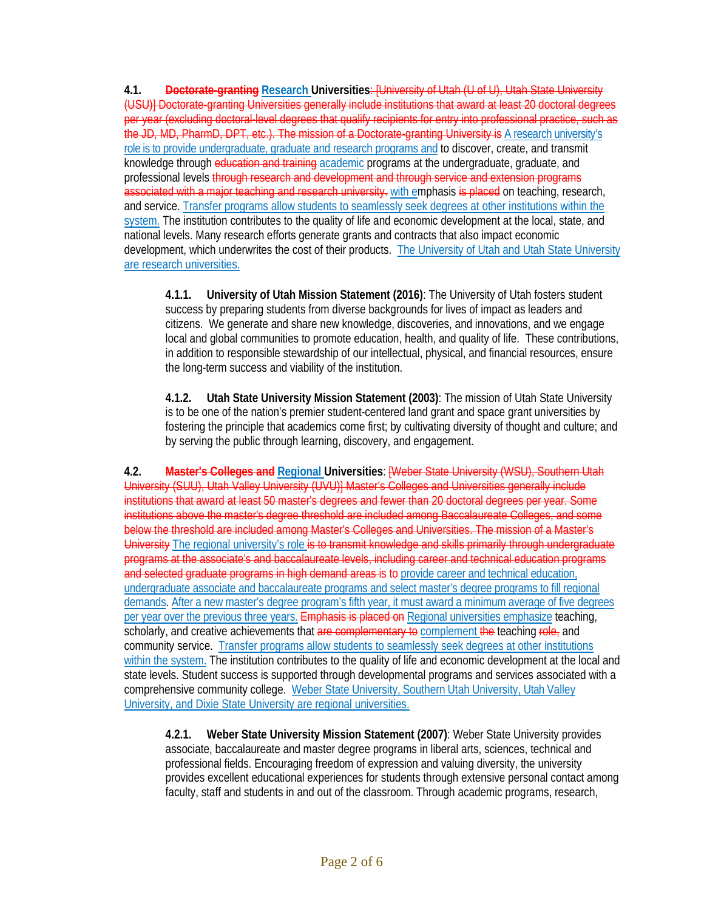**4.1. ~~Doctorate-granting~~ Research Universities**~~: [University of Utah (U of U), Utah State University (USU)] Doctorate-granting Universities generally include institutions that award at least 20 doctoral degrees per year (excluding doctoral-level degrees that qualify recipients for entry into professional practice, such as the JD, MD, PharmD, DPT, etc.). The mission of a Doctorate-granting University is~~ A research university's role is to provide undergraduate, graduate and research programs and to discover, create, and transmit knowledge through ~~education and training~~ academic programs at the undergraduate, graduate, and professional levels ~~through research and development and through service and extension programs associated with a major teaching and research university.~~ with emphasis ~~is placed~~ on teaching, research, and service. Transfer programs allow students to seamlessly seek degrees at other institutions within the system. The institution contributes to the quality of life and economic development at the local, state, and national levels. Many research efforts generate grants and contracts that also impact economic development, which underwrites the cost of their products. The University of Utah and Utah State University are research universities.

> **4.1.1. University of Utah Mission Statement (2016)**: The University of Utah fosters student success by preparing students from diverse backgrounds for lives of impact as leaders and citizens. We generate and share new knowledge, discoveries, and innovations, and we engage local and global communities to promote education, health, and quality of life. These contributions, in addition to responsible stewardship of our intellectual, physical, and financial resources, ensure the long-term success and viability of the institution.
>
> **4.1.2. Utah State University Mission Statement (2003)**: The mission of Utah State University is to be one of the nation's premier student-centered land grant and space grant universities by fostering the principle that academics come first; by cultivating diversity of thought and culture; and by serving the public through learning, discovery, and engagement.

**4.2. ~~Master's Colleges and~~ Regional Universities**: ~~[Weber State University (WSU), Southern Utah University (SUU), Utah Valley University (UVU)] Master's Colleges and Universities generally include institutions that award at least 50 master's degrees and fewer than 20 doctoral degrees per year. Some institutions above the master's degree threshold are included among Baccalaureate Colleges, and some below the threshold are included among Master's Colleges and Universities. The mission of a Master's University~~ The regional university's role ~~is to transmit knowledge and skills primarily through undergraduate programs at the associate's and baccalaureate levels, including career and technical education programs and selected graduate programs in high demand areas~~ is to provide career and technical education, undergraduate associate and baccalaureate programs and select master's degree programs to fill regional demands. After a new master's degree program's fifth year, it must award a minimum average of five degrees per year over the previous three years. ~~Emphasis is placed on~~ Regional universities emphasize teaching, scholarly, and creative achievements that ~~are complementary to~~ complement ~~the~~ teaching ~~role,~~ and community service. Transfer programs allow students to seamlessly seek degrees at other institutions within the system. The institution contributes to the quality of life and economic development at the local and state levels. Student success is supported through developmental programs and services associated with a comprehensive community college. Weber State University, Southern Utah University, Utah Valley University, and Dixie State University are regional universities.

> **4.2.1. Weber State University Mission Statement (2007)**: Weber State University provides associate, baccalaureate and master degree programs in liberal arts, sciences, technical and professional fields. Encouraging freedom of expression and valuing diversity, the university provides excellent educational experiences for students through extensive personal contact among faculty, staff and students in and out of the classroom. Through academic programs, research,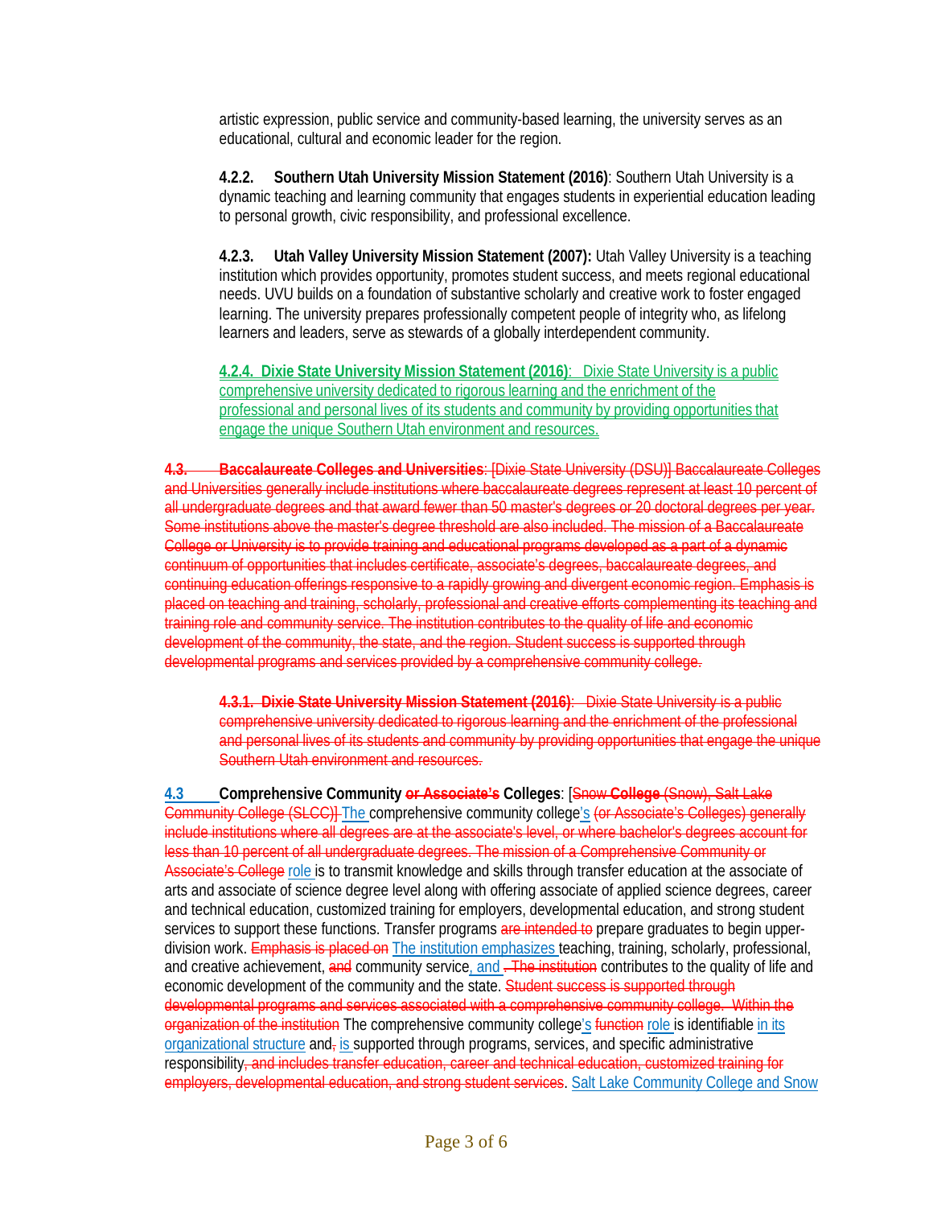artistic expression, public service and community-based learning, the university serves as an educational, cultural and economic leader for the region.

**4.2.2. Southern Utah University Mission Statement (2016)**: Southern Utah University is a dynamic teaching and learning community that engages students in experiential education leading to personal growth, civic responsibility, and professional excellence.

**4.2.3. Utah Valley University Mission Statement (2007):** Utah Valley University is a teaching institution which provides opportunity, promotes student success, and meets regional educational needs. UVU builds on a foundation of substantive scholarly and creative work to foster engaged learning. The university prepares professionally competent people of integrity who, as lifelong learners and leaders, serve as stewards of a globally interdependent community.

**4.2.4. Dixie State University Mission Statement (2016)**: Dixie State University is a public comprehensive university dedicated to rigorous learning and the enrichment of the professional and personal lives of its students and community by providing opportunities that engage the unique Southern Utah environment and resources.

~~**4.3. Baccalaureate Colleges and Universities**: [Dixie State University (DSU)] Baccalaureate Colleges and Universities generally include institutions where baccalaureate degrees represent at least 10 percent of all undergraduate degrees and that award fewer than 50 master's degrees or 20 doctoral degrees per year. Some institutions above the master's degree threshold are also included. The mission of a Baccalaureate College or University is to provide training and educational programs developed as a part of a dynamic continuum of opportunities that includes certificate, associate's degrees, baccalaureate degrees, and continuing education offerings responsive to a rapidly growing and divergent economic region. Emphasis is placed on teaching and training, scholarly, professional and creative efforts complementing its teaching and training role and community service. The institution contributes to the quality of life and economic development of the community, the state, and the region. Student success is supported through developmental programs and services provided by a comprehensive community college.~~

~~**4.3.1. Dixie State University Mission Statement (2016)**: Dixie State University is a public comprehensive university dedicated to rigorous learning and the enrichment of the professional and personal lives of its students and community by providing opportunities that engage the unique Southern Utah environment and resources.~~

**4.3 Comprehensive Community ~~or Associate's~~ Colleges**: [~~Snow **College** (Snow), Salt Lake Community College (SLCC)]~~ The comprehensive community college's ~~(or Associate's Colleges) generally include institutions where all degrees are at the associate's level, or where bachelor's degrees account for less than 10 percent of all undergraduate degrees. The mission of a Comprehensive Community or Associate's College~~ role is to transmit knowledge and skills through transfer education at the associate of arts and associate of science degree level along with offering associate of applied science degrees, career and technical education, customized training for employers, developmental education, and strong student services to support these functions. Transfer programs ~~are intended to~~ prepare graduates to begin upper-division work. ~~Emphasis is placed on~~ The institution emphasizes teaching, training, scholarly, professional, and creative achievement, ~~and~~ community service, and ~~. The institution~~ contributes to the quality of life and economic development of the community and the state. ~~Student success is supported through developmental programs and services associated with a comprehensive community college. Within the organization of the institution~~ The comprehensive community college's ~~function~~ role is identifiable in its organizational structure and~~,~~ is supported through programs, services, and specific administrative responsibility~~, and includes transfer education, career and technical education, customized training for employers, developmental education, and strong student services~~. Salt Lake Community College and Snow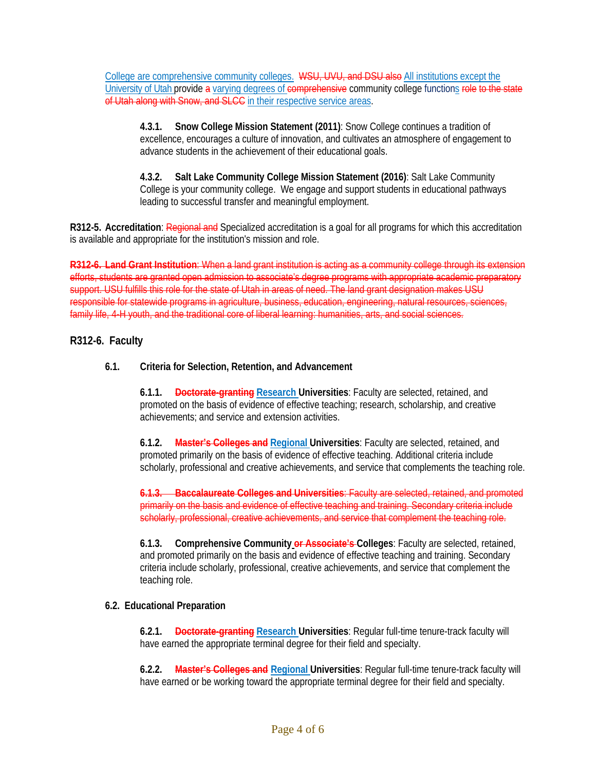College are comprehensive community colleges. ~~WSU, UVU, and DSU also~~ All institutions except the University of Utah provide ~~a~~ varying degrees of ~~comprehensive~~ community college functions ~~role to the state of Utah along with Snow, and SLCC~~ in their respective service areas.

**4.3.1. Snow College Mission Statement (2011)**: Snow College continues a tradition of excellence, encourages a culture of innovation, and cultivates an atmosphere of engagement to advance students in the achievement of their educational goals.

**4.3.2. Salt Lake Community College Mission Statement (2016)**: Salt Lake Community College is your community college. We engage and support students in educational pathways leading to successful transfer and meaningful employment.

**R312-5. Accreditation**: ~~Regional and~~ Specialized accreditation is a goal for all programs for which this accreditation is available and appropriate for the institution's mission and role.

~~**R312-6. Land Grant Institution**: When a land grant institution is acting as a community college through its extension efforts, students are granted open admission to associate's degree programs with appropriate academic preparatory support. USU fulfills this role for the state of Utah in areas of need. The land grant designation makes USU responsible for statewide programs in agriculture, business, education, engineering, natural resources, sciences, family life, 4-H youth, and the traditional core of liberal learning: humanities, arts, and social sciences.~~

## R312-6. Faculty

### 6.1. Criteria for Selection, Retention, and Advancement

**6.1.1. ~~Doctorate-granting~~ Research Universities**: Faculty are selected, retained, and promoted on the basis of evidence of effective teaching; research, scholarship, and creative achievements; and service and extension activities.

**6.1.2. ~~Master's Colleges and~~ Regional Universities**: Faculty are selected, retained, and promoted primarily on the basis of evidence of effective teaching. Additional criteria include scholarly, professional and creative achievements, and service that complements the teaching role.

~~**6.1.3. Baccalaureate Colleges and Universities**: Faculty are selected, retained, and promoted primarily on the basis and evidence of effective teaching and training. Secondary criteria include scholarly, professional, creative achievements, and service that complement the teaching role.~~

**6.1.3. Comprehensive Community ~~or Associate's~~ Colleges**: Faculty are selected, retained, and promoted primarily on the basis and evidence of effective teaching and training. Secondary criteria include scholarly, professional, creative achievements, and service that complement the teaching role.

### 6.2. Educational Preparation

**6.2.1. ~~Doctorate-granting~~ Research Universities**: Regular full-time tenure-track faculty will have earned the appropriate terminal degree for their field and specialty.

**6.2.2. ~~Master's Colleges and~~ Regional Universities**: Regular full-time tenure-track faculty will have earned or be working toward the appropriate terminal degree for their field and specialty.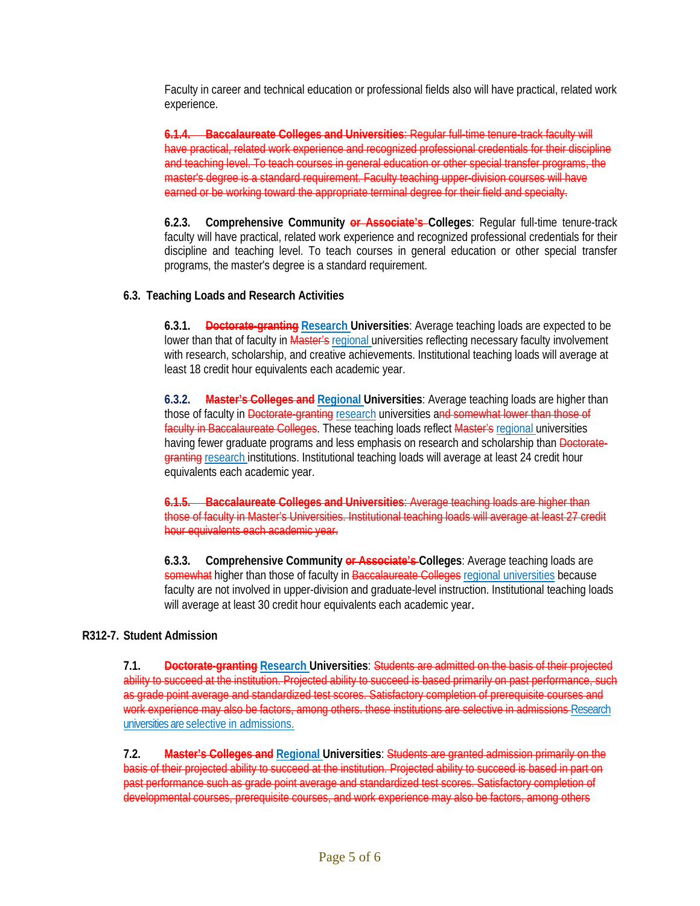Faculty in career and technical education or professional fields also will have practical, related work experience.

~~**6.1.4. Baccalaureate Colleges and Universities**: Regular full-time tenure-track faculty will have practical, related work experience and recognized professional credentials for their discipline and teaching level. To teach courses in general education or other special transfer programs, the master's degree is a standard requirement. Faculty teaching upper-division courses will have earned or be working toward the appropriate terminal degree for their field and specialty.~~

**6.2.3. Comprehensive Community ~~or Associate's~~ Colleges**: Regular full-time tenure-track faculty will have practical, related work experience and recognized professional credentials for their discipline and teaching level. To teach courses in general education or other special transfer programs, the master's degree is a standard requirement.

### 6.3. Teaching Loads and Research Activities

**6.3.1. ~~Doctorate-granting~~ Research Universities**: Average teaching loads are expected to be lower than that of faculty in ~~Master's~~ regional universities reflecting necessary faculty involvement with research, scholarship, and creative achievements. Institutional teaching loads will average at least 18 credit hour equivalents each academic year.

**6.3.2. ~~Master's Colleges and~~ Regional Universities**: Average teaching loads are higher than those of faculty in ~~Doctorate-granting~~ research universities a~~nd somewhat lower than those of faculty in Baccalaureate Colleges~~. These teaching loads reflect ~~Master's~~ regional universities having fewer graduate programs and less emphasis on research and scholarship than ~~Doctorate-granting~~ research institutions. Institutional teaching loads will average at least 24 credit hour equivalents each academic year.

~~**6.1.5. Baccalaureate Colleges and Universities**: Average teaching loads are higher than those of faculty in Master's Universities. Institutional teaching loads will average at least 27 credit hour equivalents each academic year.~~

**6.3.3. Comprehensive Community ~~or Associate's~~ Colleges**: Average teaching loads are ~~somewhat~~ higher than those of faculty in ~~Baccalaureate Colleges~~ regional universities because faculty are not involved in upper-division and graduate-level instruction. Institutional teaching loads will average at least 30 credit hour equivalents each academic year.

## R312-7. Student Admission

**7.1. ~~Doctorate-granting~~ Research Universities**: ~~Students are admitted on the basis of their projected ability to succeed at the institution. Projected ability to succeed is based primarily on past performance, such as grade point average and standardized test scores. Satisfactory completion of prerequisite courses and work experience may also be factors, among others. these institutions are selective in admissions~~ Research universities are selective in admissions.

**7.2. ~~Master's Colleges and~~ Regional Universities**: ~~Students are granted admission primarily on the basis of their projected ability to succeed at the institution. Projected ability to succeed is based in part on past performance such as grade point average and standardized test scores. Satisfactory completion of developmental courses, prerequisite courses, and work experience may also be factors, among others~~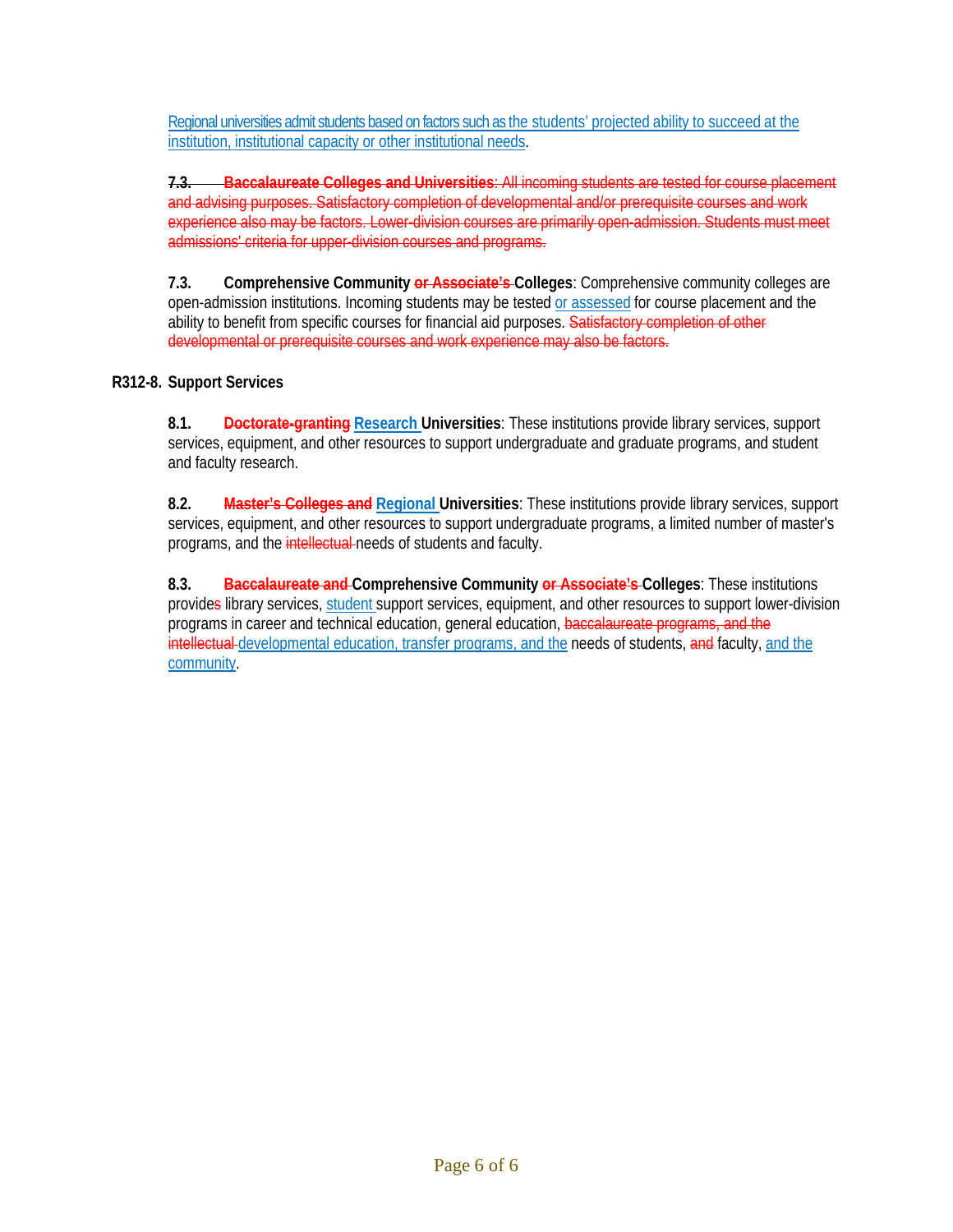Regional universities admit students based on factors such as the students' projected ability to succeed at the institution, institutional capacity or other institutional needs.

~~**7.3. Baccalaureate Colleges and Universities**: All incoming students are tested for course placement and advising purposes. Satisfactory completion of developmental and/or prerequisite courses and work experience also may be factors. Lower-division courses are primarily open-admission. Students must meet admissions' criteria for upper-division courses and programs.~~

**7.3. Comprehensive Community ~~or Associate's~~ Colleges**: Comprehensive community colleges are open-admission institutions. Incoming students may be tested or assessed for course placement and the ability to benefit from specific courses for financial aid purposes. ~~Satisfactory completion of other developmental or prerequisite courses and work experience may also be factors.~~

**R312-8. Support Services**

**8.1. ~~Doctorate-granting~~ Research Universities**: These institutions provide library services, support services, equipment, and other resources to support undergraduate and graduate programs, and student and faculty research.

**8.2. ~~Master's Colleges and~~ Regional Universities**: These institutions provide library services, support services, equipment, and other resources to support undergraduate programs, a limited number of master's programs, and the ~~intellectual~~ needs of students and faculty.

**8.3. ~~Baccalaureate and~~ Comprehensive Community ~~or Associate's~~ Colleges**: These institutions provide~~s~~ library services, student support services, equipment, and other resources to support lower-division programs in career and technical education, general education, ~~baccalaureate programs, and the intellectual~~ developmental education, transfer programs, and the needs of students, ~~and~~ faculty, and the community.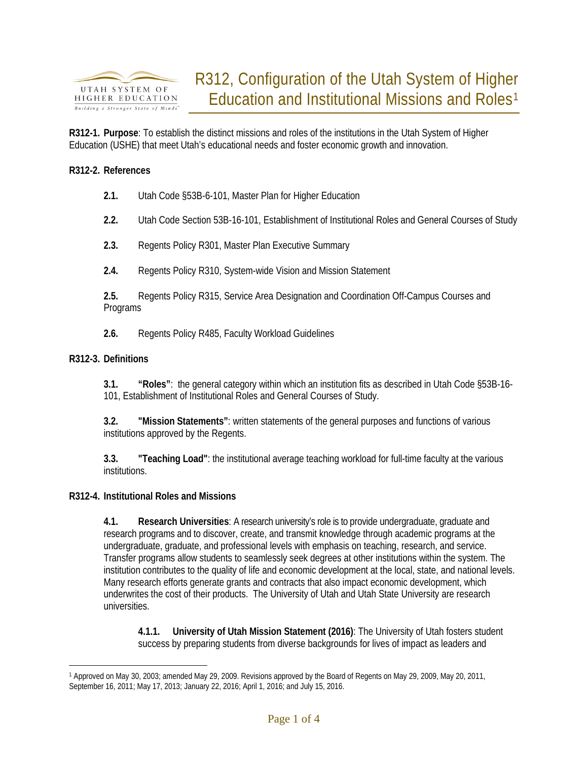# R312, Configuration of the Utah System of Higher Education and Institutional Missions and Roles[1]

**R312-1. Purpose**: To establish the distinct missions and roles of the institutions in the Utah System of Higher Education (USHE) that meet Utah's educational needs and foster economic growth and innovation.

**R312-2. References**

**2.1.** Utah Code §53B-6-101, Master Plan for Higher Education

**2.2.** Utah Code Section 53B-16-101, Establishment of Institutional Roles and General Courses of Study

**2.3.** Regents Policy R301, Master Plan Executive Summary

**2.4.** Regents Policy R310, System-wide Vision and Mission Statement

**2.5.** Regents Policy R315, Service Area Designation and Coordination Off-Campus Courses and Programs

**2.6.** Regents Policy R485, Faculty Workload Guidelines

**R312-3. Definitions**

**3.1. "Roles"**: the general category within which an institution fits as described in Utah Code §53B-16-101, Establishment of Institutional Roles and General Courses of Study.

**3.2. "Mission Statements"**: written statements of the general purposes and functions of various institutions approved by the Regents.

**3.3. "Teaching Load"**: the institutional average teaching workload for full-time faculty at the various institutions.

**R312-4. Institutional Roles and Missions**

**4.1. Research Universities**: A research university's role is to provide undergraduate, graduate and research programs and to discover, create, and transmit knowledge through academic programs at the undergraduate, graduate, and professional levels with emphasis on teaching, research, and service. Transfer programs allow students to seamlessly seek degrees at other institutions within the system. The institution contributes to the quality of life and economic development at the local, state, and national levels. Many research efforts generate grants and contracts that also impact economic development, which underwrites the cost of their products. The University of Utah and Utah State University are research universities.

**4.1.1. University of Utah Mission Statement (2016)**: The University of Utah fosters student success by preparing students from diverse backgrounds for lives of impact as leaders and

---

[1] Approved on May 30, 2003; amended May 29, 2009. Revisions approved by the Board of Regents on May 29, 2009, May 20, 2011, September 16, 2011; May 17, 2013; January 22, 2016; April 1, 2016; and July 15, 2016.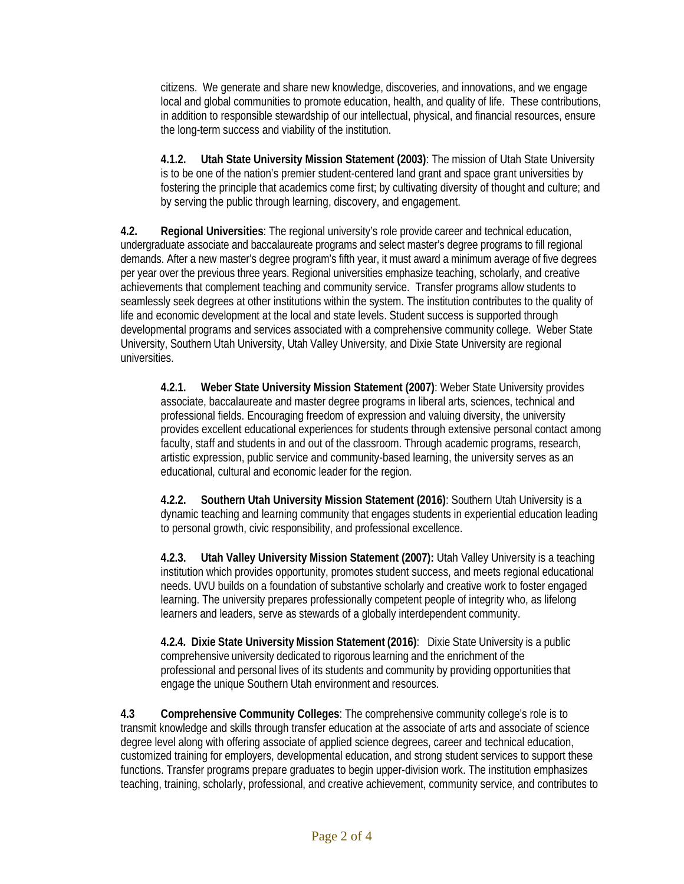citizens. We generate and share new knowledge, discoveries, and innovations, and we engage local and global communities to promote education, health, and quality of life. These contributions, in addition to responsible stewardship of our intellectual, physical, and financial resources, ensure the long-term success and viability of the institution.

**4.1.2. Utah State University Mission Statement (2003)**: The mission of Utah State University is to be one of the nation's premier student-centered land grant and space grant universities by fostering the principle that academics come first; by cultivating diversity of thought and culture; and by serving the public through learning, discovery, and engagement.

**4.2. Regional Universities**: The regional university's role provide career and technical education, undergraduate associate and baccalaureate programs and select master's degree programs to fill regional demands. After a new master's degree program's fifth year, it must award a minimum average of five degrees per year over the previous three years. Regional universities emphasize teaching, scholarly, and creative achievements that complement teaching and community service. Transfer programs allow students to seamlessly seek degrees at other institutions within the system. The institution contributes to the quality of life and economic development at the local and state levels. Student success is supported through developmental programs and services associated with a comprehensive community college. Weber State University, Southern Utah University, Utah Valley University, and Dixie State University are regional universities.

**4.2.1. Weber State University Mission Statement (2007)**: Weber State University provides associate, baccalaureate and master degree programs in liberal arts, sciences, technical and professional fields. Encouraging freedom of expression and valuing diversity, the university provides excellent educational experiences for students through extensive personal contact among faculty, staff and students in and out of the classroom. Through academic programs, research, artistic expression, public service and community-based learning, the university serves as an educational, cultural and economic leader for the region.

**4.2.2. Southern Utah University Mission Statement (2016)**: Southern Utah University is a dynamic teaching and learning community that engages students in experiential education leading to personal growth, civic responsibility, and professional excellence.

**4.2.3. Utah Valley University Mission Statement (2007):** Utah Valley University is a teaching institution which provides opportunity, promotes student success, and meets regional educational needs. UVU builds on a foundation of substantive scholarly and creative work to foster engaged learning. The university prepares professionally competent people of integrity who, as lifelong learners and leaders, serve as stewards of a globally interdependent community.

**4.2.4. Dixie State University Mission Statement (2016)**: Dixie State University is a public comprehensive university dedicated to rigorous learning and the enrichment of the professional and personal lives of its students and community by providing opportunities that engage the unique Southern Utah environment and resources.

**4.3 Comprehensive Community Colleges**: The comprehensive community college's role is to transmit knowledge and skills through transfer education at the associate of arts and associate of science degree level along with offering associate of applied science degrees, career and technical education, customized training for employers, developmental education, and strong student services to support these functions. Transfer programs prepare graduates to begin upper-division work. The institution emphasizes teaching, training, scholarly, professional, and creative achievement, community service, and contributes to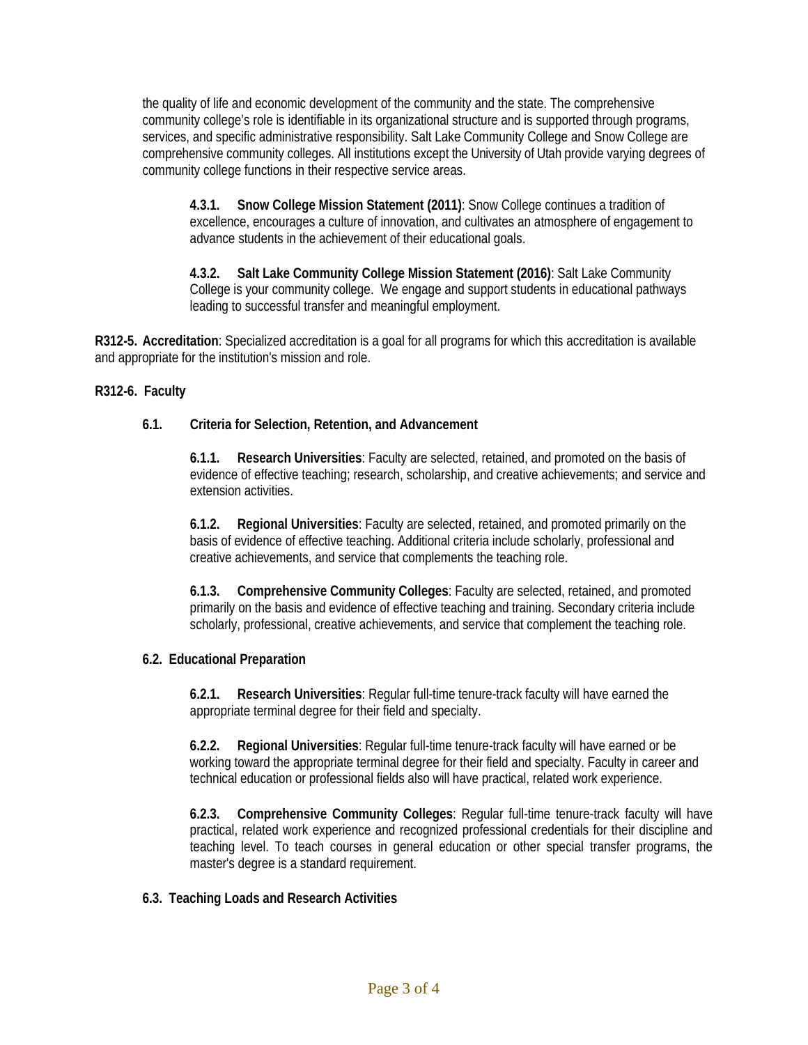the quality of life and economic development of the community and the state. The comprehensive community college's role is identifiable in its organizational structure and is supported through programs, services, and specific administrative responsibility. Salt Lake Community College and Snow College are comprehensive community colleges. All institutions except the University of Utah provide varying degrees of community college functions in their respective service areas.

**4.3.1. Snow College Mission Statement (2011)**: Snow College continues a tradition of excellence, encourages a culture of innovation, and cultivates an atmosphere of engagement to advance students in the achievement of their educational goals.

**4.3.2. Salt Lake Community College Mission Statement (2016)**: Salt Lake Community College is your community college. We engage and support students in educational pathways leading to successful transfer and meaningful employment.

**R312-5. Accreditation**: Specialized accreditation is a goal for all programs for which this accreditation is available and appropriate for the institution's mission and role.

**R312-6. Faculty**

**6.1. Criteria for Selection, Retention, and Advancement**

**6.1.1. Research Universities**: Faculty are selected, retained, and promoted on the basis of evidence of effective teaching; research, scholarship, and creative achievements; and service and extension activities.

**6.1.2. Regional Universities**: Faculty are selected, retained, and promoted primarily on the basis of evidence of effective teaching. Additional criteria include scholarly, professional and creative achievements, and service that complements the teaching role.

**6.1.3. Comprehensive Community Colleges**: Faculty are selected, retained, and promoted primarily on the basis and evidence of effective teaching and training. Secondary criteria include scholarly, professional, creative achievements, and service that complement the teaching role.

**6.2. Educational Preparation**

**6.2.1. Research Universities**: Regular full-time tenure-track faculty will have earned the appropriate terminal degree for their field and specialty.

**6.2.2. Regional Universities**: Regular full-time tenure-track faculty will have earned or be working toward the appropriate terminal degree for their field and specialty. Faculty in career and technical education or professional fields also will have practical, related work experience.

**6.2.3. Comprehensive Community Colleges**: Regular full-time tenure-track faculty will have practical, related work experience and recognized professional credentials for their discipline and teaching level. To teach courses in general education or other special transfer programs, the master's degree is a standard requirement.

**6.3. Teaching Loads and Research Activities**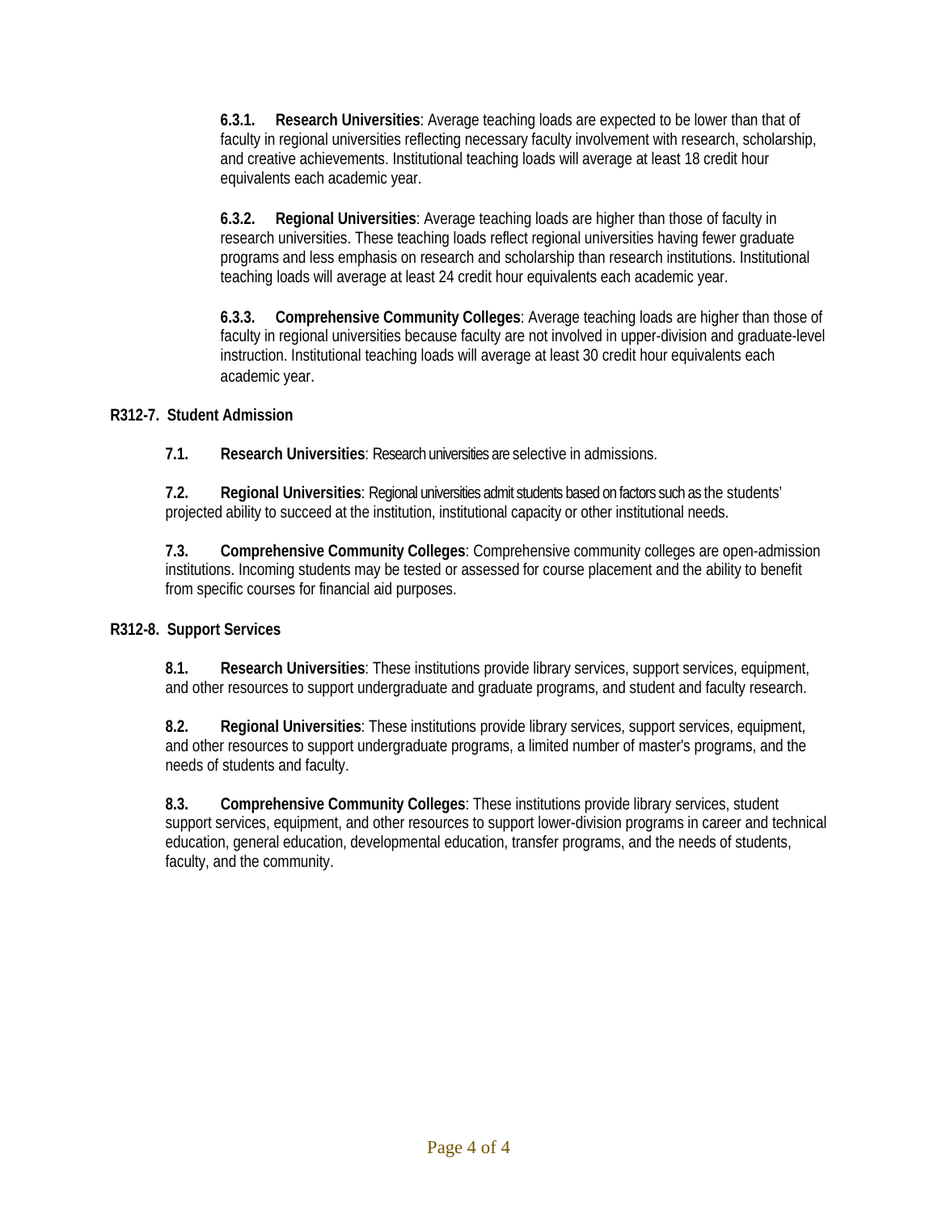**6.3.1. Research Universities**: Average teaching loads are expected to be lower than that of faculty in regional universities reflecting necessary faculty involvement with research, scholarship, and creative achievements. Institutional teaching loads will average at least 18 credit hour equivalents each academic year.

**6.3.2. Regional Universities**: Average teaching loads are higher than those of faculty in research universities. These teaching loads reflect regional universities having fewer graduate programs and less emphasis on research and scholarship than research institutions. Institutional teaching loads will average at least 24 credit hour equivalents each academic year.

**6.3.3. Comprehensive Community Colleges**: Average teaching loads are higher than those of faculty in regional universities because faculty are not involved in upper-division and graduate-level instruction. Institutional teaching loads will average at least 30 credit hour equivalents each academic year.

## R312-7. Student Admission

**7.1. Research Universities**: Research universities are selective in admissions.

**7.2. Regional Universities**: Regional universities admit students based on factors such as the students' projected ability to succeed at the institution, institutional capacity or other institutional needs.

**7.3. Comprehensive Community Colleges**: Comprehensive community colleges are open-admission institutions. Incoming students may be tested or assessed for course placement and the ability to benefit from specific courses for financial aid purposes.

## R312-8. Support Services

**8.1. Research Universities**: These institutions provide library services, support services, equipment, and other resources to support undergraduate and graduate programs, and student and faculty research.

**8.2. Regional Universities**: These institutions provide library services, support services, equipment, and other resources to support undergraduate programs, a limited number of master's programs, and the needs of students and faculty.

**8.3. Comprehensive Community Colleges**: These institutions provide library services, student support services, equipment, and other resources to support lower-division programs in career and technical education, general education, developmental education, transfer programs, and the needs of students, faculty, and the community.